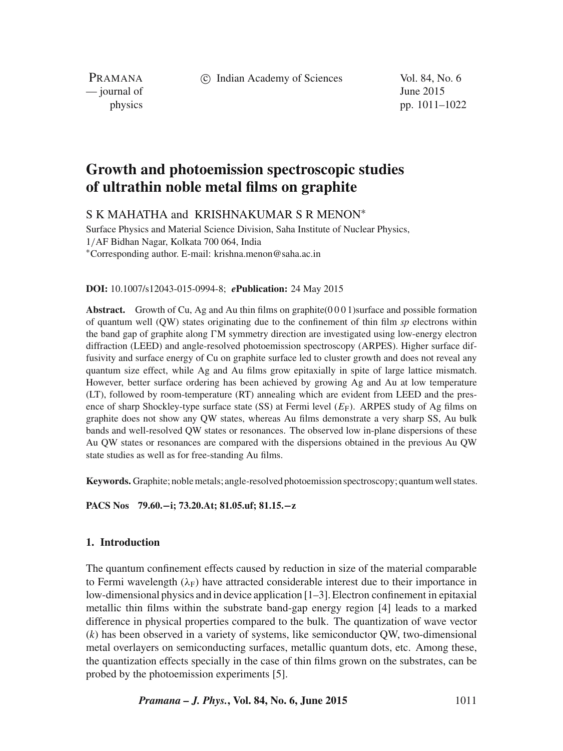# Growth and photoemission spectroscopic studies of ultrathin noble metal films on graphite

S K MAHATHA and KRISHNAKUMAR S R MENON*

Surface Physics and Material Science Division, Saha Institute of Nuclear Physics, 1/AF Bidhan Nagar, Kolkata 700 064, India
*Corresponding author. E-mail: krishna.menon@saha.ac.in

**DOI:** 10.1007/s12043-015-0994-8; ***e*Publication:** 24 May 2015

**Abstract.** Growth of Cu, Ag and Au thin films on graphite(0 0 0 1)surface and possible formation of quantum well (QW) states originating due to the confinement of thin film *sp* electrons within the band gap of graphite along ΓM symmetry direction are investigated using low-energy electron diffraction (LEED) and angle-resolved photoemission spectroscopy (ARPES). Higher surface diffusivity and surface energy of Cu on graphite surface led to cluster growth and does not reveal any quantum size effect, while Ag and Au films grow epitaxially in spite of large lattice mismatch. However, better surface ordering has been achieved by growing Ag and Au at low temperature (LT), followed by room-temperature (RT) annealing which are evident from LEED and the presence of sharp Shockley-type surface state (SS) at Fermi level ($E_F$). ARPES study of Ag films on graphite does not show any QW states, whereas Au films demonstrate a very sharp SS, Au bulk bands and well-resolved QW states or resonances. The observed low in-plane dispersions of these Au QW states or resonances are compared with the dispersions obtained in the previous Au QW state studies as well as for free-standing Au films.

**Keywords.** Graphite; noble metals; angle-resolved photoemission spectroscopy; quantum well states.

**PACS Nos** 79.60.−i; 73.20.At; 81.05.uf; 81.15.−z

## 1. Introduction

The quantum confinement effects caused by reduction in size of the material comparable to Fermi wavelength ($\lambda_F$) have attracted considerable interest due to their importance in low-dimensional physics and in device application [1–3]. Electron confinement in epitaxial metallic thin films within the substrate band-gap energy region [4] leads to a marked difference in physical properties compared to the bulk. The quantization of wave vector ($k$) has been observed in a variety of systems, like semiconductor QW, two-dimensional metal overlayers on semiconducting surfaces, metallic quantum dots, etc. Among these, the quantization effects specially in the case of thin films grown on the substrates, can be probed by the photoemission experiments [5].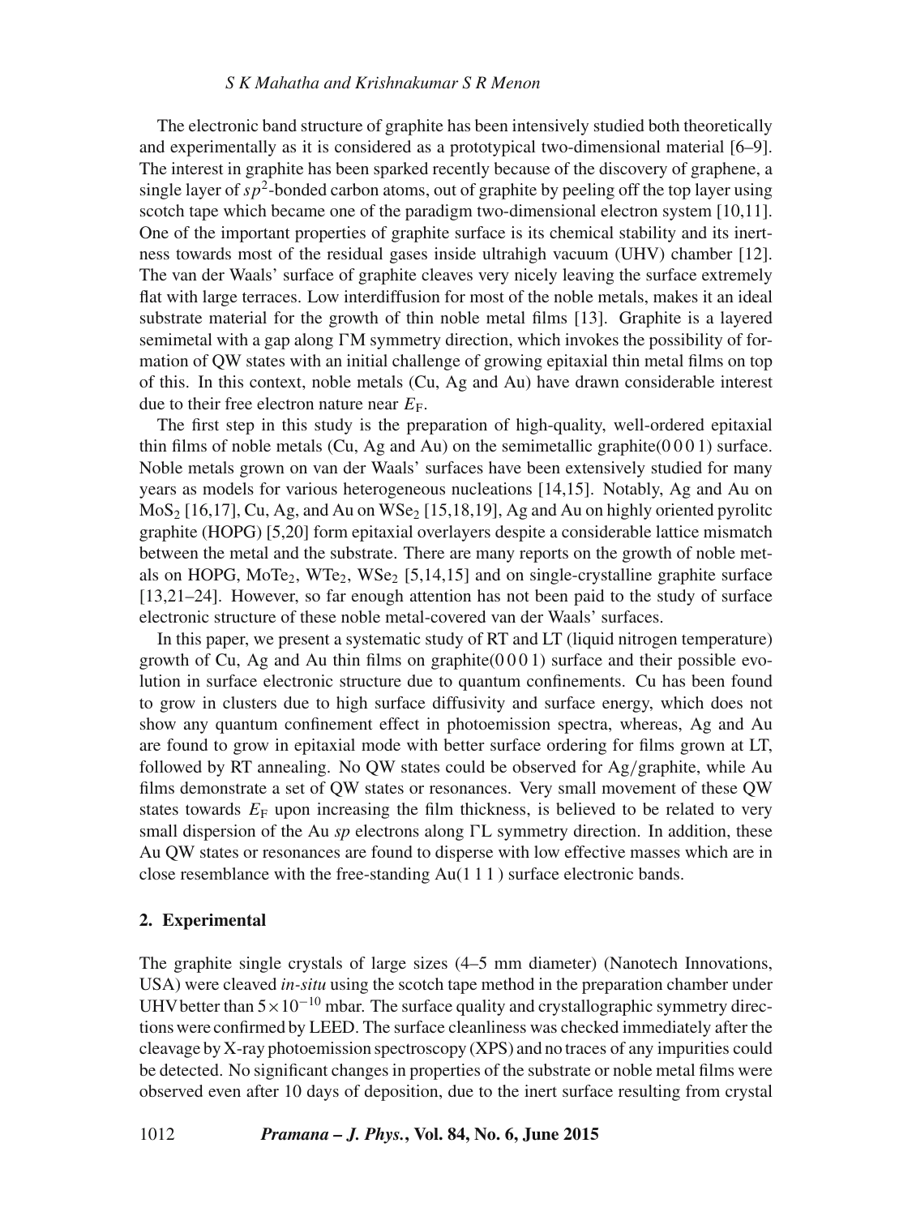The electronic band structure of graphite has been intensively studied both theoretically and experimentally as it is considered as a prototypical two-dimensional material [6–9]. The interest in graphite has been sparked recently because of the discovery of graphene, a single layer of $sp^2$-bonded carbon atoms, out of graphite by peeling off the top layer using scotch tape which became one of the paradigm two-dimensional electron system [10,11]. One of the important properties of graphite surface is its chemical stability and its inertness towards most of the residual gases inside ultrahigh vacuum (UHV) chamber [12]. The van der Waals' surface of graphite cleaves very nicely leaving the surface extremely flat with large terraces. Low interdiffusion for most of the noble metals, makes it an ideal substrate material for the growth of thin noble metal films [13]. Graphite is a layered semimetal with a gap along ΓM symmetry direction, which invokes the possibility of formation of QW states with an initial challenge of growing epitaxial thin metal films on top of this. In this context, noble metals (Cu, Ag and Au) have drawn considerable interest due to their free electron nature near $E_F$.

The first step in this study is the preparation of high-quality, well-ordered epitaxial thin films of noble metals (Cu, Ag and Au) on the semimetallic graphite(0 0 0 1) surface. Noble metals grown on van der Waals' surfaces have been extensively studied for many years as models for various heterogeneous nucleations [14,15]. Notably, Ag and Au on $MoS_2$ [16,17], Cu, Ag, and Au on $WSe_2$ [15,18,19], Ag and Au on highly oriented pyrolitc graphite (HOPG) [5,20] form epitaxial overlayers despite a considerable lattice mismatch between the metal and the substrate. There are many reports on the growth of noble metals on HOPG, $MoTe_2$, $WTe_2$, $WSe_2$ [5,14,15] and on single-crystalline graphite surface [13,21–24]. However, so far enough attention has not been paid to the study of surface electronic structure of these noble metal-covered van der Waals' surfaces.

In this paper, we present a systematic study of RT and LT (liquid nitrogen temperature) growth of Cu, Ag and Au thin films on graphite(0 0 0 1) surface and their possible evolution in surface electronic structure due to quantum confinements. Cu has been found to grow in clusters due to high surface diffusivity and surface energy, which does not show any quantum confinement effect in photoemission spectra, whereas, Ag and Au are found to grow in epitaxial mode with better surface ordering for films grown at LT, followed by RT annealing. No QW states could be observed for Ag/graphite, while Au films demonstrate a set of QW states or resonances. Very small movement of these QW states towards $E_F$ upon increasing the film thickness, is believed to be related to very small dispersion of the Au *sp* electrons along ΓL symmetry direction. In addition, these Au QW states or resonances are found to disperse with low effective masses which are in close resemblance with the free-standing Au(1 1 1 ) surface electronic bands.

## 2. Experimental

The graphite single crystals of large sizes (4–5 mm diameter) (Nanotech Innovations, USA) were cleaved *in-situ* using the scotch tape method in the preparation chamber under UHV better than $5 \times 10^{-10}$ mbar. The surface quality and crystallographic symmetry directions were confirmed by LEED. The surface cleanliness was checked immediately after the cleavage by X-ray photoemission spectroscopy (XPS) and no traces of any impurities could be detected. No significant changes in properties of the substrate or noble metal films were observed even after 10 days of deposition, due to the inert surface resulting from crystal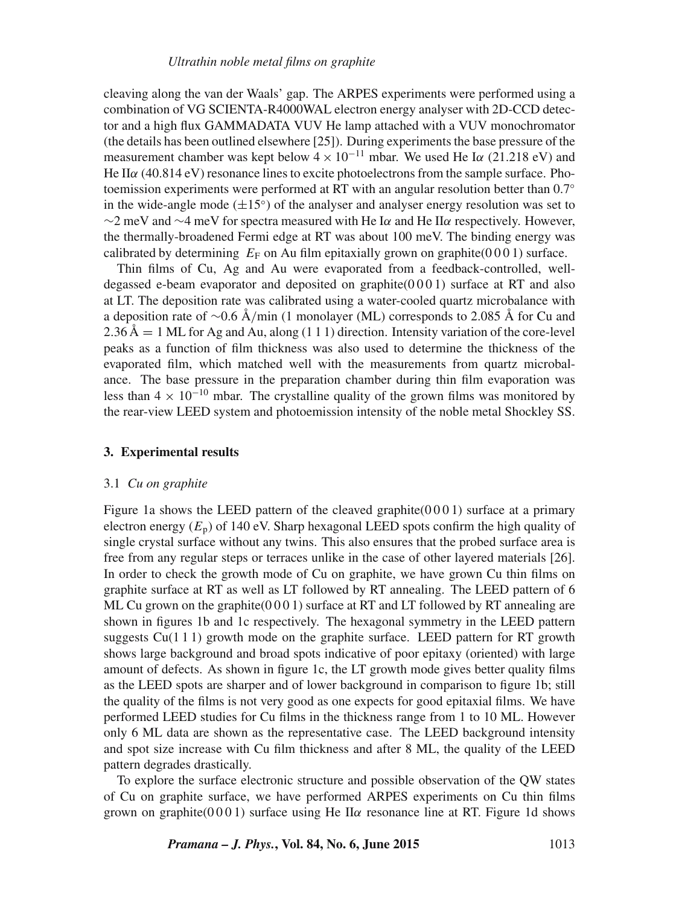cleaving along the van der Waals' gap. The ARPES experiments were performed using a combination of VG SCIENTA-R4000WAL electron energy analyser with 2D-CCD detector and a high flux GAMMADATA VUV He lamp attached with a VUV monochromator (the details has been outlined elsewhere [25]). During experiments the base pressure of the measurement chamber was kept below $4 \times 10^{-11}$ mbar. We used He I$\alpha$ (21.218 eV) and He II$\alpha$ (40.814 eV) resonance lines to excite photoelectrons from the sample surface. Photoemission experiments were performed at RT with an angular resolution better than 0.7° in the wide-angle mode (±15°) of the analyser and analyser energy resolution was set to ~2 meV and ~4 meV for spectra measured with He I$\alpha$ and He II$\alpha$ respectively. However, the thermally-broadened Fermi edge at RT was about 100 meV. The binding energy was calibrated by determining $E_F$ on Au film epitaxially grown on graphite(0 0 0 1) surface.

Thin films of Cu, Ag and Au were evaporated from a feedback-controlled, well-degassed e-beam evaporator and deposited on graphite(0 0 0 1) surface at RT and also at LT. The deposition rate was calibrated using a water-cooled quartz microbalance with a deposition rate of ~0.6 Å/min (1 monolayer (ML) corresponds to 2.085 Å for Cu and 2.36 Å = 1 ML for Ag and Au, along (1 1 1) direction. Intensity variation of the core-level peaks as a function of film thickness was also used to determine the thickness of the evaporated film, which matched well with the measurements from quartz microbalance. The base pressure in the preparation chamber during thin film evaporation was less than $4 \times 10^{-10}$ mbar. The crystalline quality of the grown films was monitored by the rear-view LEED system and photoemission intensity of the noble metal Shockley SS.

## 3. Experimental results

### 3.1 *Cu on graphite*

Figure 1a shows the LEED pattern of the cleaved graphite(0 0 0 1) surface at a primary electron energy ($E_p$) of 140 eV. Sharp hexagonal LEED spots confirm the high quality of single crystal surface without any twins. This also ensures that the probed surface area is free from any regular steps or terraces unlike in the case of other layered materials [26]. In order to check the growth mode of Cu on graphite, we have grown Cu thin films on graphite surface at RT as well as LT followed by RT annealing. The LEED pattern of 6 ML Cu grown on the graphite(0 0 0 1) surface at RT and LT followed by RT annealing are shown in figures 1b and 1c respectively. The hexagonal symmetry in the LEED pattern suggests Cu(1 1 1) growth mode on the graphite surface. LEED pattern for RT growth shows large background and broad spots indicative of poor epitaxy (oriented) with large amount of defects. As shown in figure 1c, the LT growth mode gives better quality films as the LEED spots are sharper and of lower background in comparison to figure 1b; still the quality of the films is not very good as one expects for good epitaxial films. We have performed LEED studies for Cu films in the thickness range from 1 to 10 ML. However only 6 ML data are shown as the representative case. The LEED background intensity and spot size increase with Cu film thickness and after 8 ML, the quality of the LEED pattern degrades drastically.

To explore the surface electronic structure and possible observation of the QW states of Cu on graphite surface, we have performed ARPES experiments on Cu thin films grown on graphite(0 0 0 1) surface using He II$\alpha$ resonance line at RT. Figure 1d shows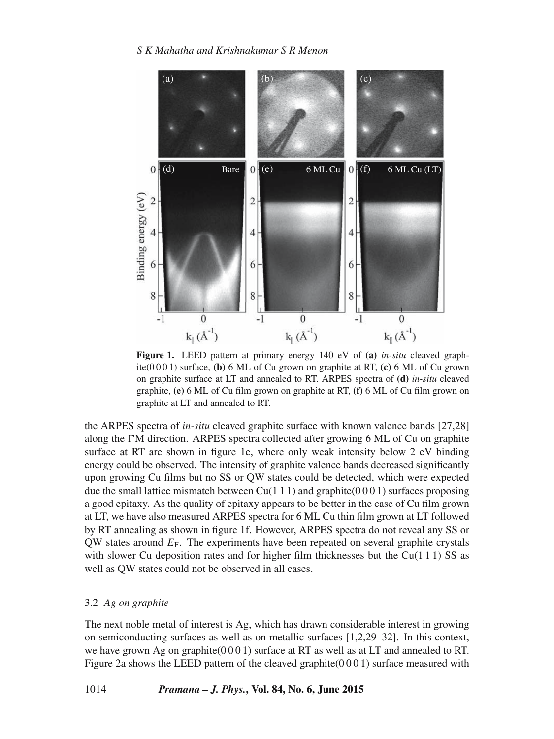**Figure 1.** LEED pattern at primary energy 140 eV of **(a)** *in-situ* cleaved graphite(0 0 0 1) surface, **(b)** 6 ML of Cu grown on graphite at RT, **(c)** 6 ML of Cu grown on graphite surface at LT and annealed to RT. ARPES spectra of **(d)** *in-situ* cleaved graphite, **(e)** 6 ML of Cu film grown on graphite at RT, **(f)** 6 ML of Cu film grown on graphite at LT and annealed to RT.

the ARPES spectra of *in-situ* cleaved graphite surface with known valence bands [27,28] along the ΓM direction. ARPES spectra collected after growing 6 ML of Cu on graphite surface at RT are shown in figure 1e, where only weak intensity below 2 eV binding energy could be observed. The intensity of graphite valence bands decreased significantly upon growing Cu films but no SS or QW states could be detected, which were expected due the small lattice mismatch between Cu(1 1 1) and graphite(0 0 0 1) surfaces proposing a good epitaxy. As the quality of epitaxy appears to be better in the case of Cu film grown at LT, we have also measured ARPES spectra for 6 ML Cu thin film grown at LT followed by RT annealing as shown in figure 1f. However, ARPES spectra do not reveal any SS or QW states around $E_F$. The experiments have been repeated on several graphite crystals with slower Cu deposition rates and for higher film thicknesses but the Cu(1 1 1) SS as well as QW states could not be observed in all cases.

### 3.2 *Ag on graphite*

The next noble metal of interest is Ag, which has drawn considerable interest in growing on semiconducting surfaces as well as on metallic surfaces [1,2,29–32]. In this context, we have grown Ag on graphite(0 0 0 1) surface at RT as well as at LT and annealed to RT. Figure 2a shows the LEED pattern of the cleaved graphite(0 0 0 1) surface measured with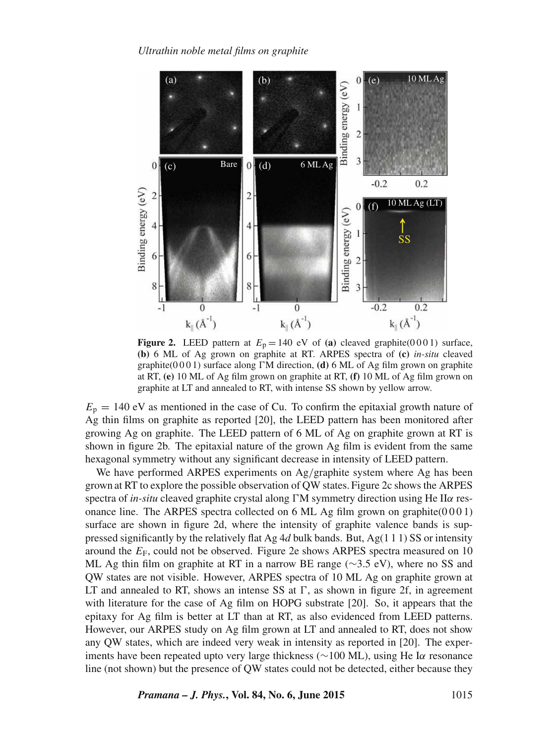**Figure 2.** LEED pattern at $E_p = 140$ eV of **(a)** cleaved graphite(0 0 0 1) surface, **(b)** 6 ML of Ag grown on graphite at RT. ARPES spectra of **(c)** *in-situ* cleaved graphite(0 0 0 1) surface along ΓM direction, **(d)** 6 ML of Ag film grown on graphite at RT, **(e)** 10 ML of Ag film grown on graphite at RT, **(f)** 10 ML of Ag film grown on graphite at LT and annealed to RT, with intense SS shown by yellow arrow.

$E_p = 140$ eV as mentioned in the case of Cu. To confirm the epitaxial growth nature of Ag thin films on graphite as reported [20], the LEED pattern has been monitored after growing Ag on graphite. The LEED pattern of 6 ML of Ag on graphite grown at RT is shown in figure 2b. The epitaxial nature of the grown Ag film is evident from the same hexagonal symmetry without any significant decrease in intensity of LEED pattern.

We have performed ARPES experiments on Ag/graphite system where Ag has been grown at RT to explore the possible observation of QW states. Figure 2c shows the ARPES spectra of *in-situ* cleaved graphite crystal along ΓM symmetry direction using He II$\alpha$ resonance line. The ARPES spectra collected on 6 ML Ag film grown on graphite(0 0 0 1) surface are shown in figure 2d, where the intensity of graphite valence bands is suppressed significantly by the relatively flat Ag 4$d$ bulk bands. But, Ag(1 1 1) SS or intensity around the $E_F$, could not be observed. Figure 2e shows ARPES spectra measured on 10 ML Ag thin film on graphite at RT in a narrow BE range (∼3.5 eV), where no SS and QW states are not visible. However, ARPES spectra of 10 ML Ag on graphite grown at LT and annealed to RT, shows an intense SS at Γ, as shown in figure 2f, in agreement with literature for the case of Ag film on HOPG substrate [20]. So, it appears that the epitaxy for Ag film is better at LT than at RT, as also evidenced from LEED patterns. However, our ARPES study on Ag film grown at LT and annealed to RT, does not show any QW states, which are indeed very weak in intensity as reported in [20]. The experiments have been repeated upto very large thickness (∼100 ML), using He I$\alpha$ resonance line (not shown) but the presence of QW states could not be detected, either because they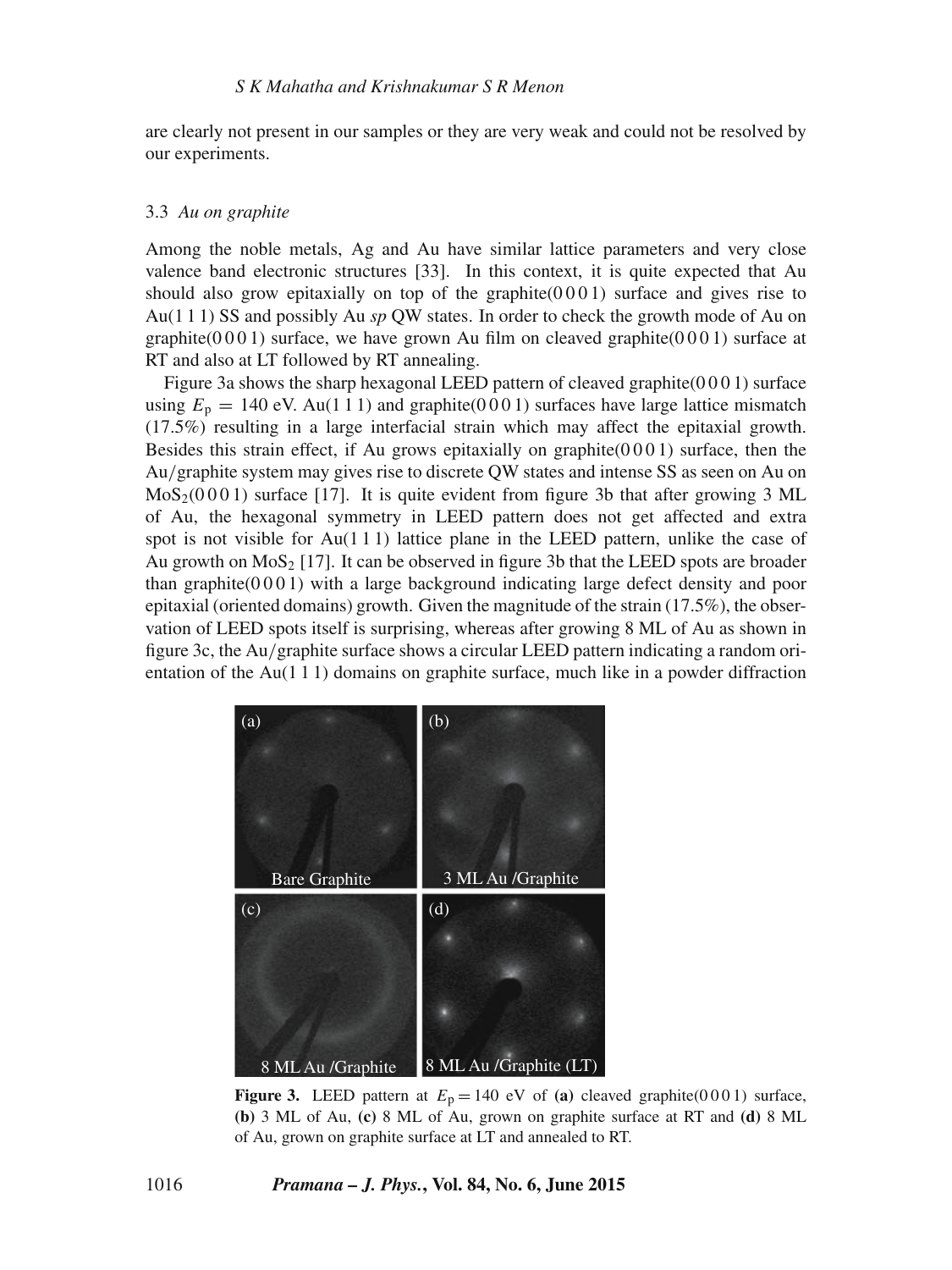are clearly not present in our samples or they are very weak and could not be resolved by our experiments.

### 3.3 *Au on graphite*

Among the noble metals, Ag and Au have similar lattice parameters and very close valence band electronic structures [33]. In this context, it is quite expected that Au should also grow epitaxially on top of the graphite(0 0 0 1) surface and gives rise to Au(1 1 1) SS and possibly Au *sp* QW states. In order to check the growth mode of Au on graphite(0 0 0 1) surface, we have grown Au film on cleaved graphite(0 0 0 1) surface at RT and also at LT followed by RT annealing.

Figure 3a shows the sharp hexagonal LEED pattern of cleaved graphite(0 0 0 1) surface using $E_p = 140$ eV. Au(1 1 1) and graphite(0 0 0 1) surfaces have large lattice mismatch (17.5%) resulting in a large interfacial strain which may affect the epitaxial growth. Besides this strain effect, if Au grows epitaxially on graphite(0 0 0 1) surface, then the Au/graphite system may gives rise to discrete QW states and intense SS as seen on Au on $MoS_2$(0 0 0 1) surface [17]. It is quite evident from figure 3b that after growing 3 ML of Au, the hexagonal symmetry in LEED pattern does not get affected and extra spot is not visible for Au(1 1 1) lattice plane in the LEED pattern, unlike the case of Au growth on $MoS_2$ [17]. It can be observed in figure 3b that the LEED spots are broader than graphite(0 0 0 1) with a large background indicating large defect density and poor epitaxial (oriented domains) growth. Given the magnitude of the strain (17.5%), the observation of LEED spots itself is surprising, whereas after growing 8 ML of Au as shown in figure 3c, the Au/graphite surface shows a circular LEED pattern indicating a random orientation of the Au(1 1 1) domains on graphite surface, much like in a powder diffraction

**Figure 3.** LEED pattern at $E_p = 140$ eV of **(a)** cleaved graphite(0 0 0 1) surface, **(b)** 3 ML of Au, **(c)** 8 ML of Au, grown on graphite surface at RT and **(d)** 8 ML of Au, grown on graphite surface at LT and annealed to RT.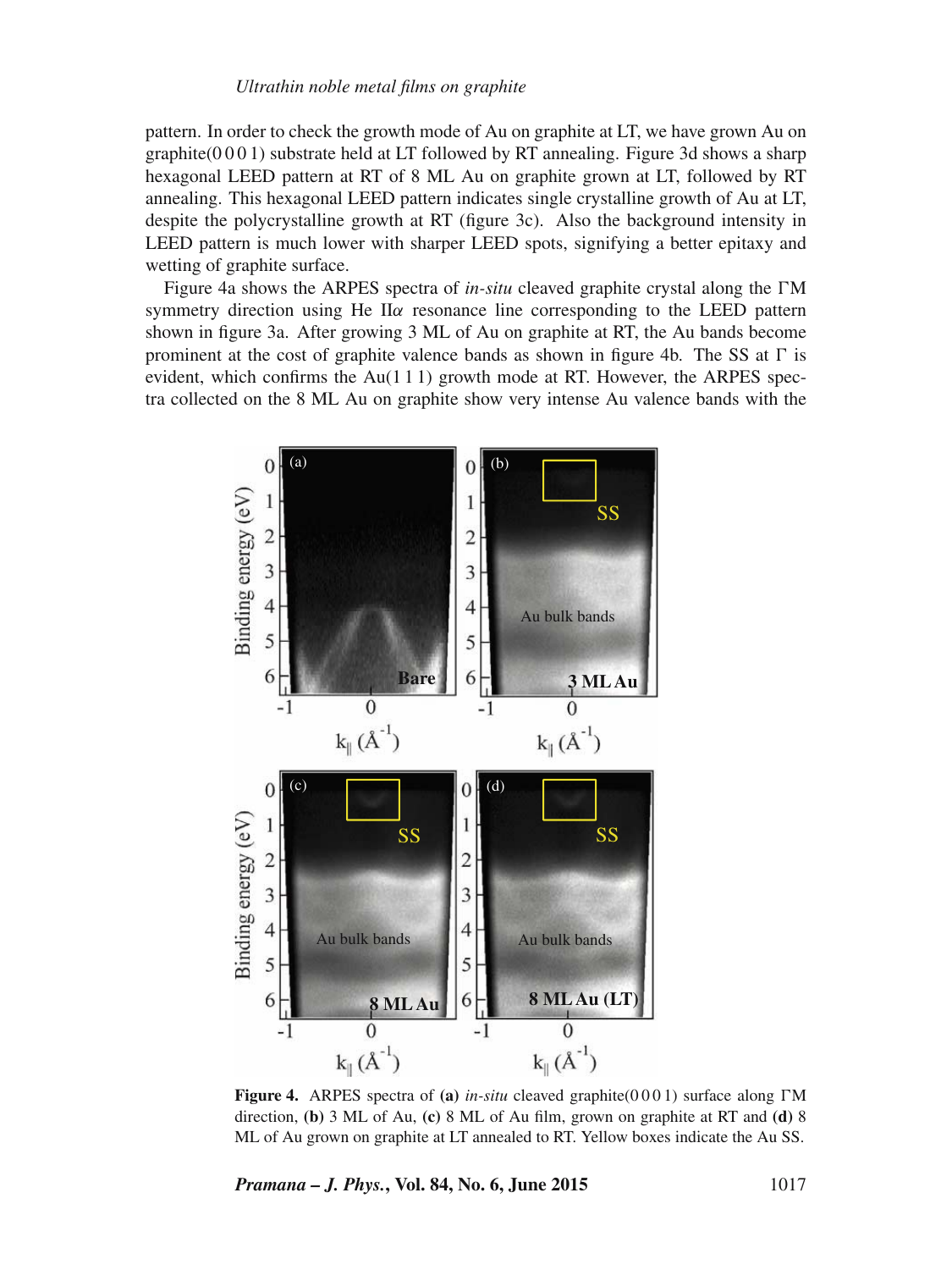pattern. In order to check the growth mode of Au on graphite at LT, we have grown Au on graphite(0 0 0 1) substrate held at LT followed by RT annealing. Figure 3d shows a sharp hexagonal LEED pattern at RT of 8 ML Au on graphite grown at LT, followed by RT annealing. This hexagonal LEED pattern indicates single crystalline growth of Au at LT, despite the polycrystalline growth at RT (figure 3c). Also the background intensity in LEED pattern is much lower with sharper LEED spots, signifying a better epitaxy and wetting of graphite surface.

Figure 4a shows the ARPES spectra of *in-situ* cleaved graphite crystal along the ΓM symmetry direction using He II$\alpha$ resonance line corresponding to the LEED pattern shown in figure 3a. After growing 3 ML of Au on graphite at RT, the Au bands become prominent at the cost of graphite valence bands as shown in figure 4b. The SS at Γ is evident, which confirms the Au(1 1 1) growth mode at RT. However, the ARPES spectra collected on the 8 ML Au on graphite show very intense Au valence bands with the

**Figure 4.** ARPES spectra of **(a)** *in-situ* cleaved graphite(0 0 0 1) surface along ΓM direction, **(b)** 3 ML of Au, **(c)** 8 ML of Au film, grown on graphite at RT and **(d)** 8 ML of Au grown on graphite at LT annealed to RT. Yellow boxes indicate the Au SS.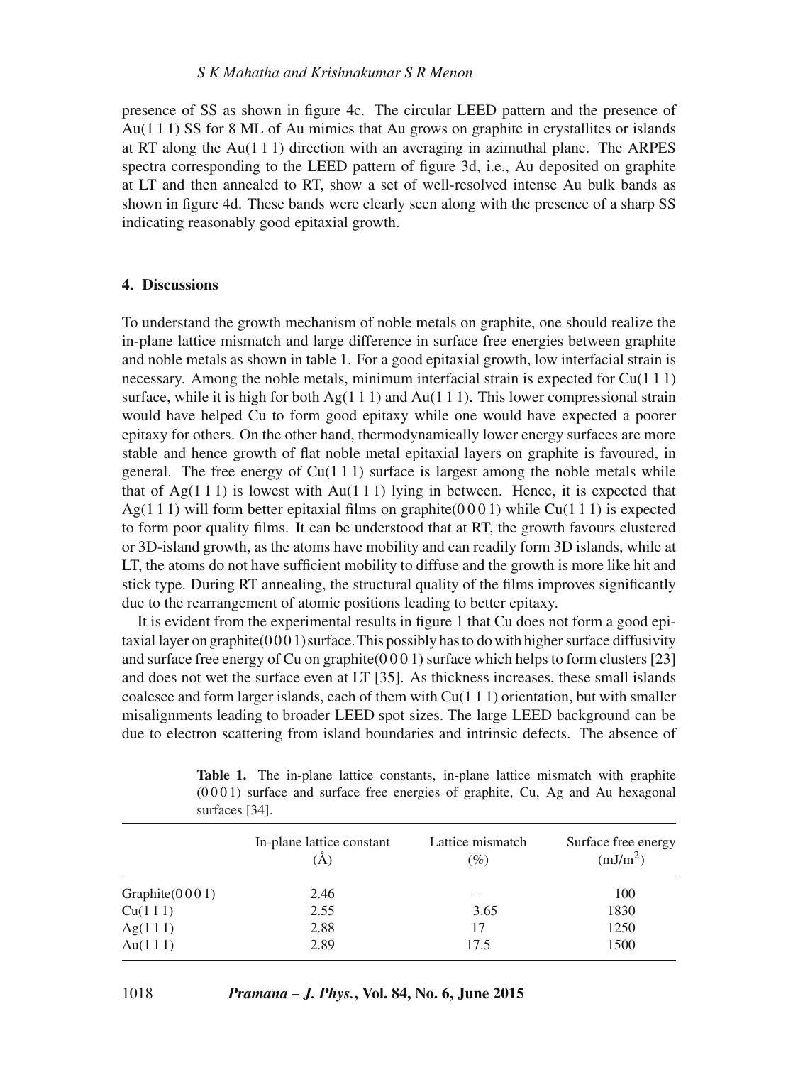presence of SS as shown in figure 4c. The circular LEED pattern and the presence of Au(1 1 1) SS for 8 ML of Au mimics that Au grows on graphite in crystallites or islands at RT along the Au(1 1 1) direction with an averaging in azimuthal plane. The ARPES spectra corresponding to the LEED pattern of figure 3d, i.e., Au deposited on graphite at LT and then annealed to RT, show a set of well-resolved intense Au bulk bands as shown in figure 4d. These bands were clearly seen along with the presence of a sharp SS indicating reasonably good epitaxial growth.

## 4. Discussions

To understand the growth mechanism of noble metals on graphite, one should realize the in-plane lattice mismatch and large difference in surface free energies between graphite and noble metals as shown in table 1. For a good epitaxial growth, low interfacial strain is necessary. Among the noble metals, minimum interfacial strain is expected for Cu(1 1 1) surface, while it is high for both Ag(1 1 1) and Au(1 1 1). This lower compressional strain would have helped Cu to form good epitaxy while one would have expected a poorer epitaxy for others. On the other hand, thermodynamically lower energy surfaces are more stable and hence growth of flat noble metal epitaxial layers on graphite is favoured, in general. The free energy of Cu(1 1 1) surface is largest among the noble metals while that of Ag(1 1 1) is lowest with Au(1 1 1) lying in between. Hence, it is expected that Ag(1 1 1) will form better epitaxial films on graphite(0 0 0 1) while Cu(1 1 1) is expected to form poor quality films. It can be understood that at RT, the growth favours clustered or 3D-island growth, as the atoms have mobility and can readily form 3D islands, while at LT, the atoms do not have sufficient mobility to diffuse and the growth is more like hit and stick type. During RT annealing, the structural quality of the films improves significantly due to the rearrangement of atomic positions leading to better epitaxy.

It is evident from the experimental results in figure 1 that Cu does not form a good epitaxial layer on graphite(0 0 0 1) surface. This possibly has to do with higher surface diffusivity and surface free energy of Cu on graphite(0 0 0 1) surface which helps to form clusters [23] and does not wet the surface even at LT [35]. As thickness increases, these small islands coalesce and form larger islands, each of them with Cu(1 1 1) orientation, but with smaller misalignments leading to broader LEED spot sizes. The large LEED background can be due to electron scattering from island boundaries and intrinsic defects. The absence of

**Table 1.** The in-plane lattice constants, in-plane lattice mismatch with graphite (0 0 0 1) surface and surface free energies of graphite, Cu, Ag and Au hexagonal surfaces [34].

| | In-plane lattice constant (Å) | Lattice mismatch (%) | Surface free energy (mJ/m$^2$) |
|---|---|---|---|
| Graphite(0 0 0 1) | 2.46 | – | 100 |
| Cu(1 1 1) | 2.55 | 3.65 | 1830 |
| Ag(1 1 1) | 2.88 | 17 | 1250 |
| Au(1 1 1) | 2.89 | 17.5 | 1500 |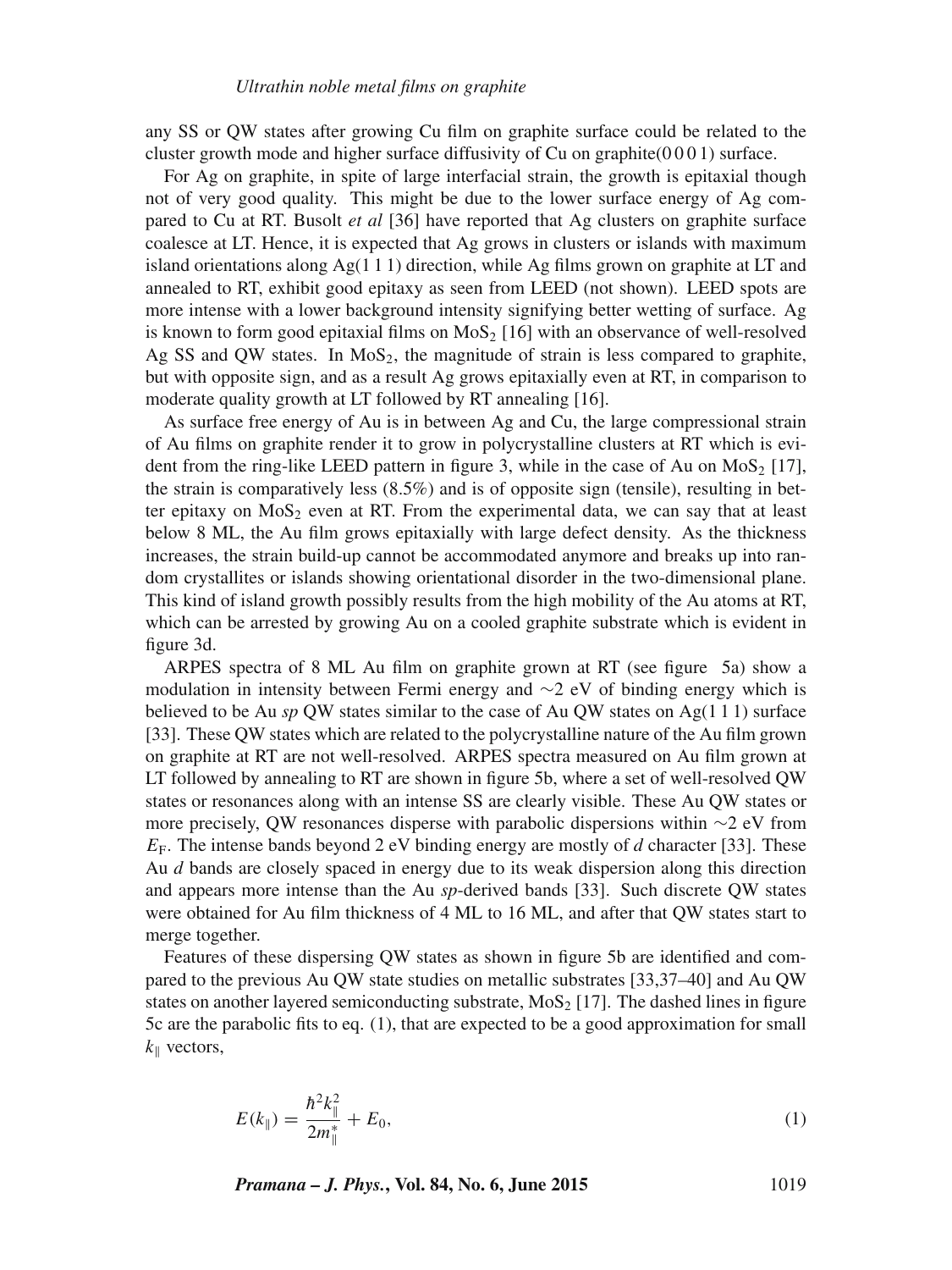any SS or QW states after growing Cu film on graphite surface could be related to the cluster growth mode and higher surface diffusivity of Cu on graphite(0 0 0 1) surface.

For Ag on graphite, in spite of large interfacial strain, the growth is epitaxial though not of very good quality. This might be due to the lower surface energy of Ag compared to Cu at RT. Busolt *et al* [36] have reported that Ag clusters on graphite surface coalesce at LT. Hence, it is expected that Ag grows in clusters or islands with maximum island orientations along Ag(1 1 1) direction, while Ag films grown on graphite at LT and annealed to RT, exhibit good epitaxy as seen from LEED (not shown). LEED spots are more intense with a lower background intensity signifying better wetting of surface. Ag is known to form good epitaxial films on $MoS_2$ [16] with an observance of well-resolved Ag SS and QW states. In $MoS_2$, the magnitude of strain is less compared to graphite, but with opposite sign, and as a result Ag grows epitaxially even at RT, in comparison to moderate quality growth at LT followed by RT annealing [16].

As surface free energy of Au is in between Ag and Cu, the large compressional strain of Au films on graphite render it to grow in polycrystalline clusters at RT which is evident from the ring-like LEED pattern in figure 3, while in the case of Au on $MoS_2$ [17], the strain is comparatively less (8.5%) and is of opposite sign (tensile), resulting in better epitaxy on $MoS_2$ even at RT. From the experimental data, we can say that at least below 8 ML, the Au film grows epitaxially with large defect density. As the thickness increases, the strain build-up cannot be accommodated anymore and breaks up into random crystallites or islands showing orientational disorder in the two-dimensional plane. This kind of island growth possibly results from the high mobility of the Au atoms at RT, which can be arrested by growing Au on a cooled graphite substrate which is evident in figure 3d.

ARPES spectra of 8 ML Au film on graphite grown at RT (see figure 5a) show a modulation in intensity between Fermi energy and ∼2 eV of binding energy which is believed to be Au *sp* QW states similar to the case of Au QW states on Ag(1 1 1) surface [33]. These QW states which are related to the polycrystalline nature of the Au film grown on graphite at RT are not well-resolved. ARPES spectra measured on Au film grown at LT followed by annealing to RT are shown in figure 5b, where a set of well-resolved QW states or resonances along with an intense SS are clearly visible. These Au QW states or more precisely, QW resonances disperse with parabolic dispersions within ∼2 eV from $E_F$. The intense bands beyond 2 eV binding energy are mostly of *d* character [33]. These Au *d* bands are closely spaced in energy due to its weak dispersion along this direction and appears more intense than the Au *sp*-derived bands [33]. Such discrete QW states were obtained for Au film thickness of 4 ML to 16 ML, and after that QW states start to merge together.

Features of these dispersing QW states as shown in figure 5b are identified and compared to the previous Au QW state studies on metallic substrates [33,37–40] and Au QW states on another layered semiconducting substrate, $MoS_2$ [17]. The dashed lines in figure 5c are the parabolic fits to eq. (1), that are expected to be a good approximation for small $k_\parallel$ vectors,

$$E(k_\parallel) = \frac{\hbar^2 k_\parallel^2}{2m_\parallel^*} + E_0, \tag{1}$$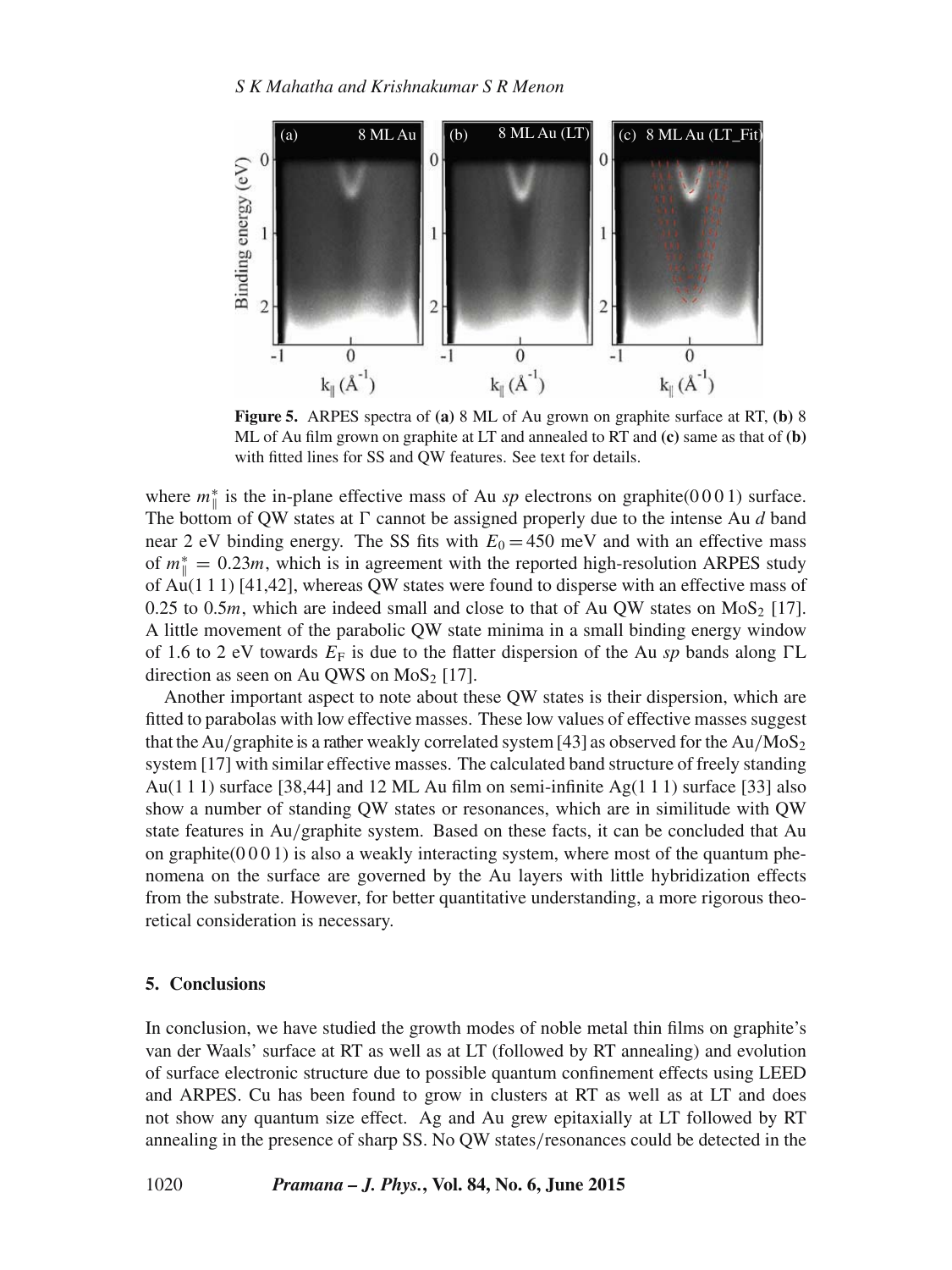Figure 5. ARPES spectra of **(a)** 8 ML of Au grown on graphite surface at RT, **(b)** 8 ML of Au film grown on graphite at LT and annealed to RT and **(c)** same as that of **(b)** with fitted lines for SS and QW features. See text for details.

where $m_{\parallel}^{*}$ is the in-plane effective mass of Au *sp* electrons on graphite(0 0 0 1) surface. The bottom of QW states at Γ cannot be assigned properly due to the intense Au *d* band near 2 eV binding energy. The SS fits with $E_0 = 450$ meV and with an effective mass of $m_{\parallel}^{*} = 0.23m$, which is in agreement with the reported high-resolution ARPES study of Au(1 1 1) [41,42], whereas QW states were found to disperse with an effective mass of 0.25 to 0.5$m$, which are indeed small and close to that of Au QW states on $MoS_2$ [17]. A little movement of the parabolic QW state minima in a small binding energy window of 1.6 to 2 eV towards $E_F$ is due to the flatter dispersion of the Au *sp* bands along ΓL direction as seen on Au QWS on $MoS_2$ [17].

Another important aspect to note about these QW states is their dispersion, which are fitted to parabolas with low effective masses. These low values of effective masses suggest that the Au/graphite is a rather weakly correlated system [43] as observed for the Au/$MoS_2$ system [17] with similar effective masses. The calculated band structure of freely standing Au(1 1 1) surface [38,44] and 12 ML Au film on semi-infinite Ag(1 1 1) surface [33] also show a number of standing QW states or resonances, which are in similitude with QW state features in Au/graphite system. Based on these facts, it can be concluded that Au on graphite(0 0 0 1) is also a weakly interacting system, where most of the quantum phenomena on the surface are governed by the Au layers with little hybridization effects from the substrate. However, for better quantitative understanding, a more rigorous theoretical consideration is necessary.

## 5. Conclusions

In conclusion, we have studied the growth modes of noble metal thin films on graphite's van der Waals' surface at RT as well as at LT (followed by RT annealing) and evolution of surface electronic structure due to possible quantum confinement effects using LEED and ARPES. Cu has been found to grow in clusters at RT as well as at LT and does not show any quantum size effect. Ag and Au grew epitaxially at LT followed by RT annealing in the presence of sharp SS. No QW states/resonances could be detected in the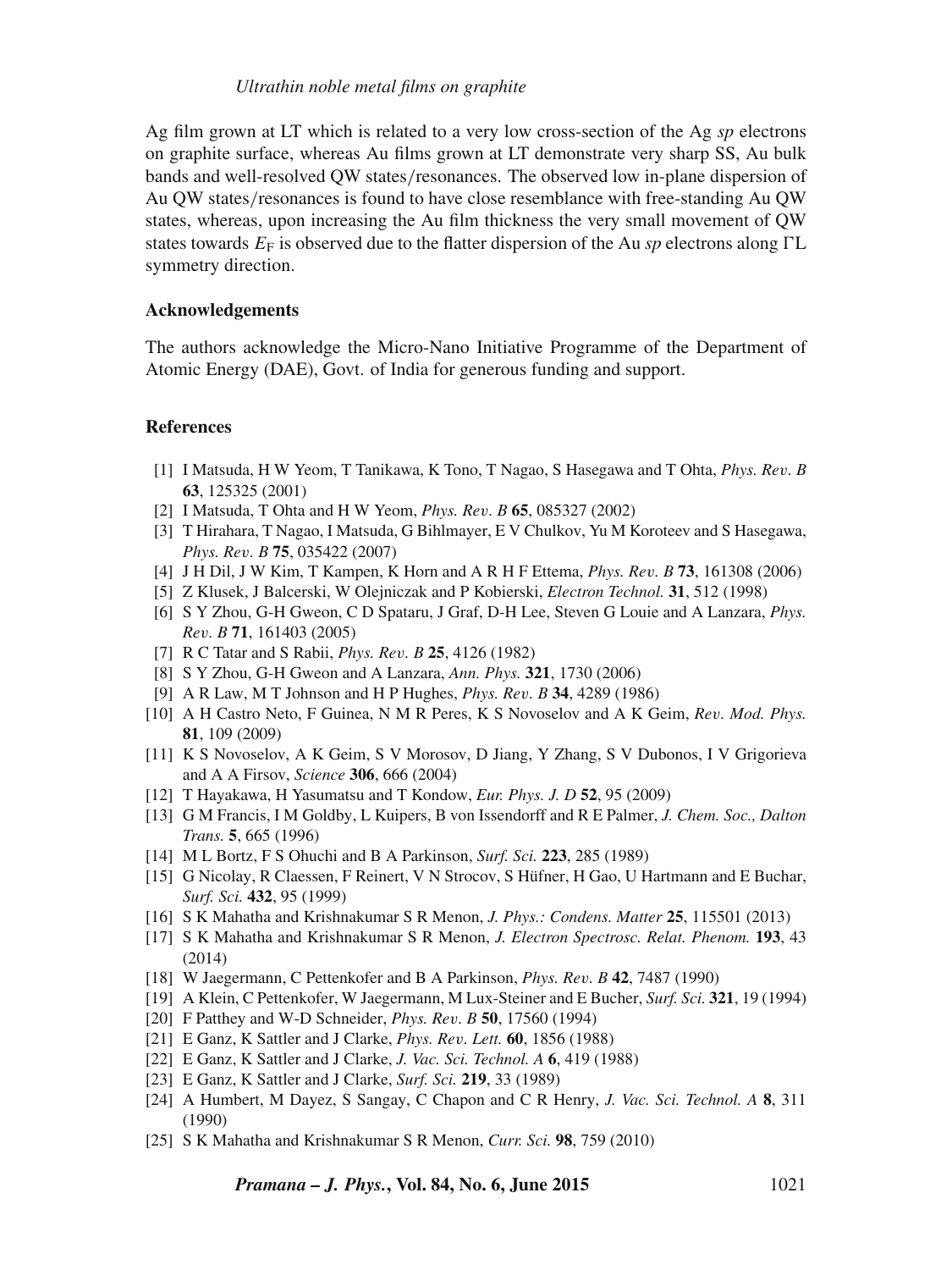Ag film grown at LT which is related to a very low cross-section of the Ag *sp* electrons on graphite surface, whereas Au films grown at LT demonstrate very sharp SS, Au bulk bands and well-resolved QW states/resonances. The observed low in-plane dispersion of Au QW states/resonances is found to have close resemblance with free-standing Au QW states, whereas, upon increasing the Au film thickness the very small movement of QW states towards $E_F$ is observed due to the flatter dispersion of the Au *sp* electrons along ΓL symmetry direction.

### Acknowledgements

The authors acknowledge the Micro-Nano Initiative Programme of the Department of Atomic Energy (DAE), Govt. of India for generous funding and support.

### References

[1] I Matsuda, H W Yeom, T Tanikawa, K Tono, T Nagao, S Hasegawa and T Ohta, *Phys. Rev. B* **63**, 125325 (2001)
[2] I Matsuda, T Ohta and H W Yeom, *Phys. Rev. B* **65**, 085327 (2002)
[3] T Hirahara, T Nagao, I Matsuda, G Bihlmayer, E V Chulkov, Yu M Koroteev and S Hasegawa, *Phys. Rev. B* **75**, 035422 (2007)
[4] J H Dil, J W Kim, T Kampen, K Horn and A R H F Ettema, *Phys. Rev. B* **73**, 161308 (2006)
[5] Z Klusek, J Balcerski, W Olejniczak and P Kobierski, *Electron Technol.* **31**, 512 (1998)
[6] S Y Zhou, G-H Gweon, C D Spataru, J Graf, D-H Lee, Steven G Louie and A Lanzara, *Phys. Rev. B* **71**, 161403 (2005)
[7] R C Tatar and S Rabii, *Phys. Rev. B* **25**, 4126 (1982)
[8] S Y Zhou, G-H Gweon and A Lanzara, *Ann. Phys.* **321**, 1730 (2006)
[9] A R Law, M T Johnson and H P Hughes, *Phys. Rev. B* **34**, 4289 (1986)
[10] A H Castro Neto, F Guinea, N M R Peres, K S Novoselov and A K Geim, *Rev. Mod. Phys.* **81**, 109 (2009)
[11] K S Novoselov, A K Geim, S V Morosov, D Jiang, Y Zhang, S V Dubonos, I V Grigorieva and A A Firsov, *Science* **306**, 666 (2004)
[12] T Hayakawa, H Yasumatsu and T Kondow, *Eur. Phys. J. D* **52**, 95 (2009)
[13] G M Francis, I M Goldby, L Kuipers, B von Issendorff and R E Palmer, *J. Chem. Soc., Dalton Trans.* **5**, 665 (1996)
[14] M L Bortz, F S Ohuchi and B A Parkinson, *Surf. Sci.* **223**, 285 (1989)
[15] G Nicolay, R Claessen, F Reinert, V N Strocov, S Hüfner, H Gao, U Hartmann and E Buchar, *Surf. Sci.* **432**, 95 (1999)
[16] S K Mahatha and Krishnakumar S R Menon, *J. Phys.: Condens. Matter* **25**, 115501 (2013)
[17] S K Mahatha and Krishnakumar S R Menon, *J. Electron Spectrosc. Relat. Phenom.* **193**, 43 (2014)
[18] W Jaegermann, C Pettenkofer and B A Parkinson, *Phys. Rev. B* **42**, 7487 (1990)
[19] A Klein, C Pettenkofer, W Jaegermann, M Lux-Steiner and E Bucher, *Surf. Sci.* **321**, 19 (1994)
[20] F Patthey and W-D Schneider, *Phys. Rev. B* **50**, 17560 (1994)
[21] E Ganz, K Sattler and J Clarke, *Phys. Rev. Lett.* **60**, 1856 (1988)
[22] E Ganz, K Sattler and J Clarke, *J. Vac. Sci. Technol. A* **6**, 419 (1988)
[23] E Ganz, K Sattler and J Clarke, *Surf. Sci.* **219**, 33 (1989)
[24] A Humbert, M Dayez, S Sangay, C Chapon and C R Henry, *J. Vac. Sci. Technol. A* **8**, 311 (1990)
[25] S K Mahatha and Krishnakumar S R Menon, *Curr. Sci.* **98**, 759 (2010)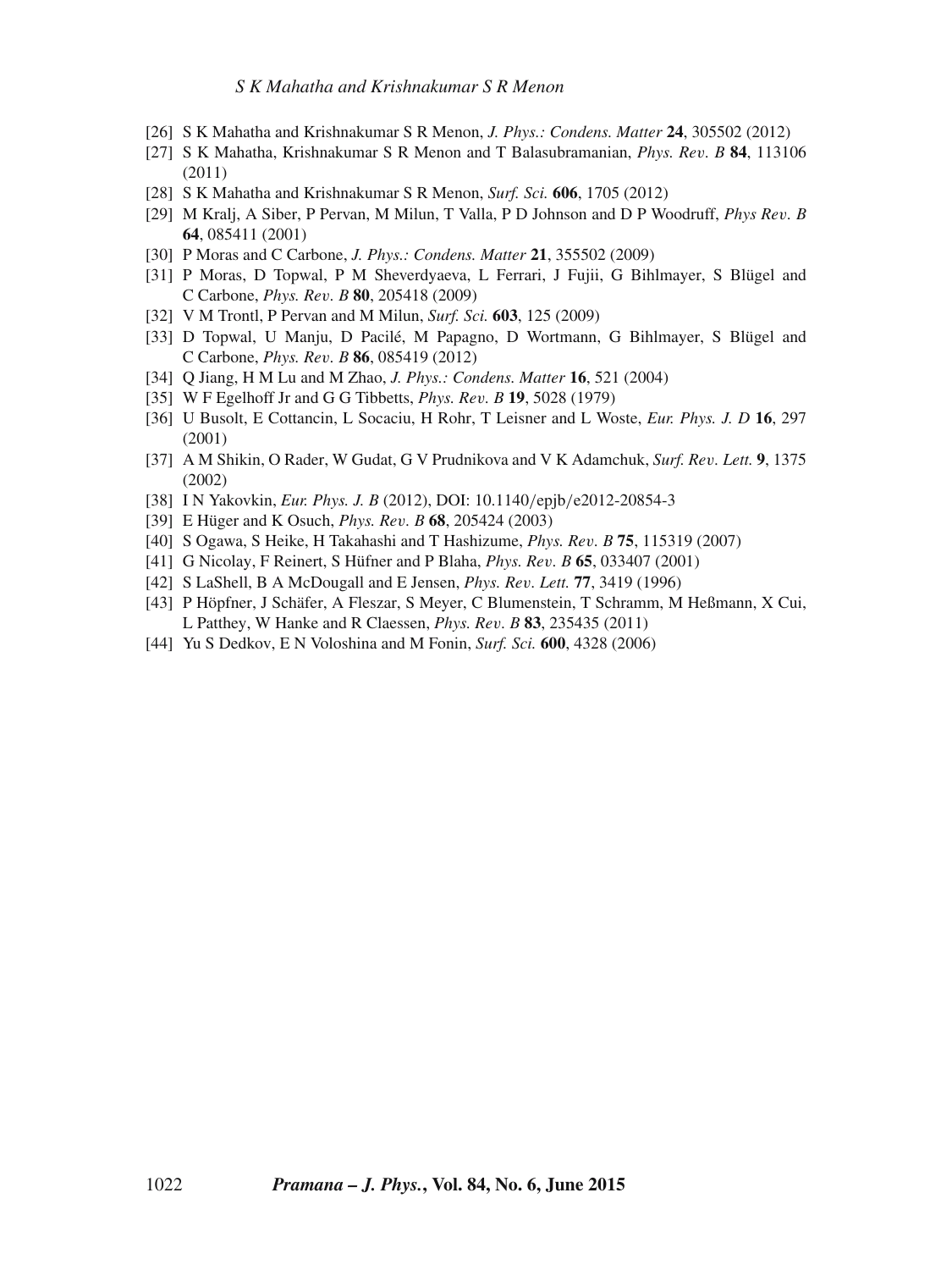[26] S K Mahatha and Krishnakumar S R Menon, *J. Phys.: Condens. Matter* **24**, 305502 (2012)

[27] S K Mahatha, Krishnakumar S R Menon and T Balasubramanian, *Phys. Rev. B* **84**, 113106 (2011)

[28] S K Mahatha and Krishnakumar S R Menon, *Surf. Sci.* **606**, 1705 (2012)

[29] M Kralj, A Siber, P Pervan, M Milun, T Valla, P D Johnson and D P Woodruff, *Phys Rev. B* **64**, 085411 (2001)

[30] P Moras and C Carbone, *J. Phys.: Condens. Matter* **21**, 355502 (2009)

[31] P Moras, D Topwal, P M Sheverdyaeva, L Ferrari, J Fujii, G Bihlmayer, S Blügel and C Carbone, *Phys. Rev. B* **80**, 205418 (2009)

[32] V M Trontl, P Pervan and M Milun, *Surf. Sci.* **603**, 125 (2009)

[33] D Topwal, U Manju, D Pacilé, M Papagno, D Wortmann, G Bihlmayer, S Blügel and C Carbone, *Phys. Rev. B* **86**, 085419 (2012)

[34] Q Jiang, H M Lu and M Zhao, *J. Phys.: Condens. Matter* **16**, 521 (2004)

[35] W F Egelhoff Jr and G G Tibbetts, *Phys. Rev. B* **19**, 5028 (1979)

[36] U Busolt, E Cottancin, L Socaciu, H Rohr, T Leisner and L Woste, *Eur. Phys. J. D* **16**, 297 (2001)

[37] A M Shikin, O Rader, W Gudat, G V Prudnikova and V K Adamchuk, *Surf. Rev. Lett.* **9**, 1375 (2002)

[38] I N Yakovkin, *Eur. Phys. J. B* (2012), DOI: 10.1140/epjb/e2012-20854-3

[39] E Hüger and K Osuch, *Phys. Rev. B* **68**, 205424 (2003)

[40] S Ogawa, S Heike, H Takahashi and T Hashizume, *Phys. Rev. B* **75**, 115319 (2007)

[41] G Nicolay, F Reinert, S Hüfner and P Blaha, *Phys. Rev. B* **65**, 033407 (2001)

[42] S LaShell, B A McDougall and E Jensen, *Phys. Rev. Lett.* **77**, 3419 (1996)

[43] P Höpfner, J Schäfer, A Fleszar, S Meyer, C Blumenstein, T Schramm, M Heßmann, X Cui, L Patthey, W Hanke and R Claessen, *Phys. Rev. B* **83**, 235435 (2011)

[44] Yu S Dedkov, E N Voloshina and M Fonin, *Surf. Sci.* **600**, 4328 (2006)